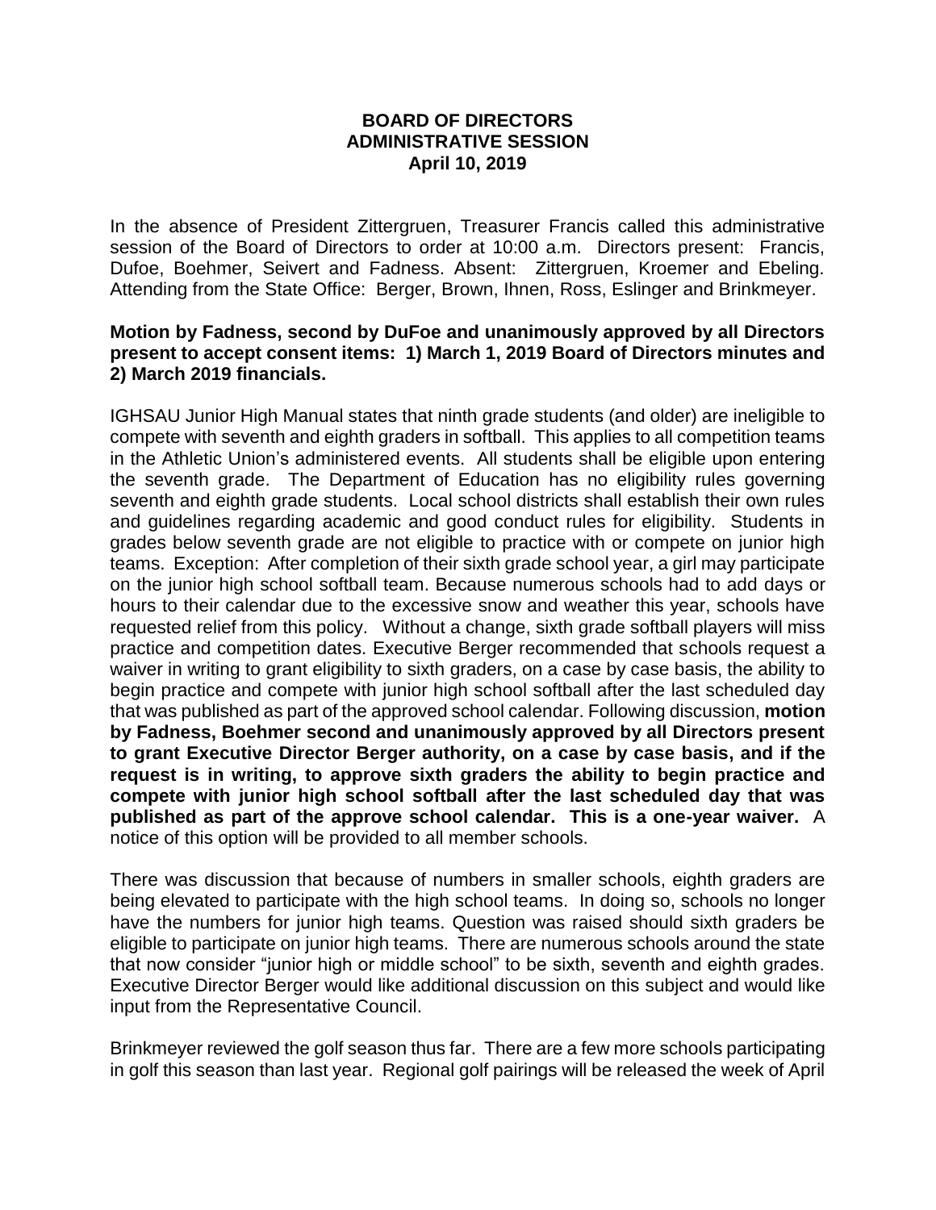# BOARD OF DIRECTORS
## ADMINISTRATIVE SESSION
### April 10, 2019

In the absence of President Zittergruen, Treasurer Francis called this administrative session of the Board of Directors to order at 10:00 a.m. Directors present: Francis, Dufoe, Boehmer, Seivert and Fadness. Absent: Zittergruen, Kroemer and Ebeling. Attending from the State Office: Berger, Brown, Ihnen, Ross, Eslinger and Brinkmeyer.

**Motion by Fadness, second by DuFoe and unanimously approved by all Directors present to accept consent items: 1) March 1, 2019 Board of Directors minutes and 2) March 2019 financials.**

IGHSAU Junior High Manual states that ninth grade students (and older) are ineligible to compete with seventh and eighth graders in softball. This applies to all competition teams in the Athletic Union's administered events. All students shall be eligible upon entering the seventh grade. The Department of Education has no eligibility rules governing seventh and eighth grade students. Local school districts shall establish their own rules and guidelines regarding academic and good conduct rules for eligibility. Students in grades below seventh grade are not eligible to practice with or compete on junior high teams. Exception: After completion of their sixth grade school year, a girl may participate on the junior high school softball team. Because numerous schools had to add days or hours to their calendar due to the excessive snow and weather this year, schools have requested relief from this policy. Without a change, sixth grade softball players will miss practice and competition dates. Executive Berger recommended that schools request a waiver in writing to grant eligibility to sixth graders, on a case by case basis, the ability to begin practice and compete with junior high school softball after the last scheduled day that was published as part of the approved school calendar. Following discussion, **motion by Fadness, Boehmer second and unanimously approved by all Directors present to grant Executive Director Berger authority, on a case by case basis, and if the request is in writing, to approve sixth graders the ability to begin practice and compete with junior high school softball after the last scheduled day that was published as part of the approve school calendar. This is a one-year waiver.** A notice of this option will be provided to all member schools.

There was discussion that because of numbers in smaller schools, eighth graders are being elevated to participate with the high school teams. In doing so, schools no longer have the numbers for junior high teams. Question was raised should sixth graders be eligible to participate on junior high teams. There are numerous schools around the state that now consider "junior high or middle school" to be sixth, seventh and eighth grades. Executive Director Berger would like additional discussion on this subject and would like input from the Representative Council.

Brinkmeyer reviewed the golf season thus far. There are a few more schools participating in golf this season than last year. Regional golf pairings will be released the week of April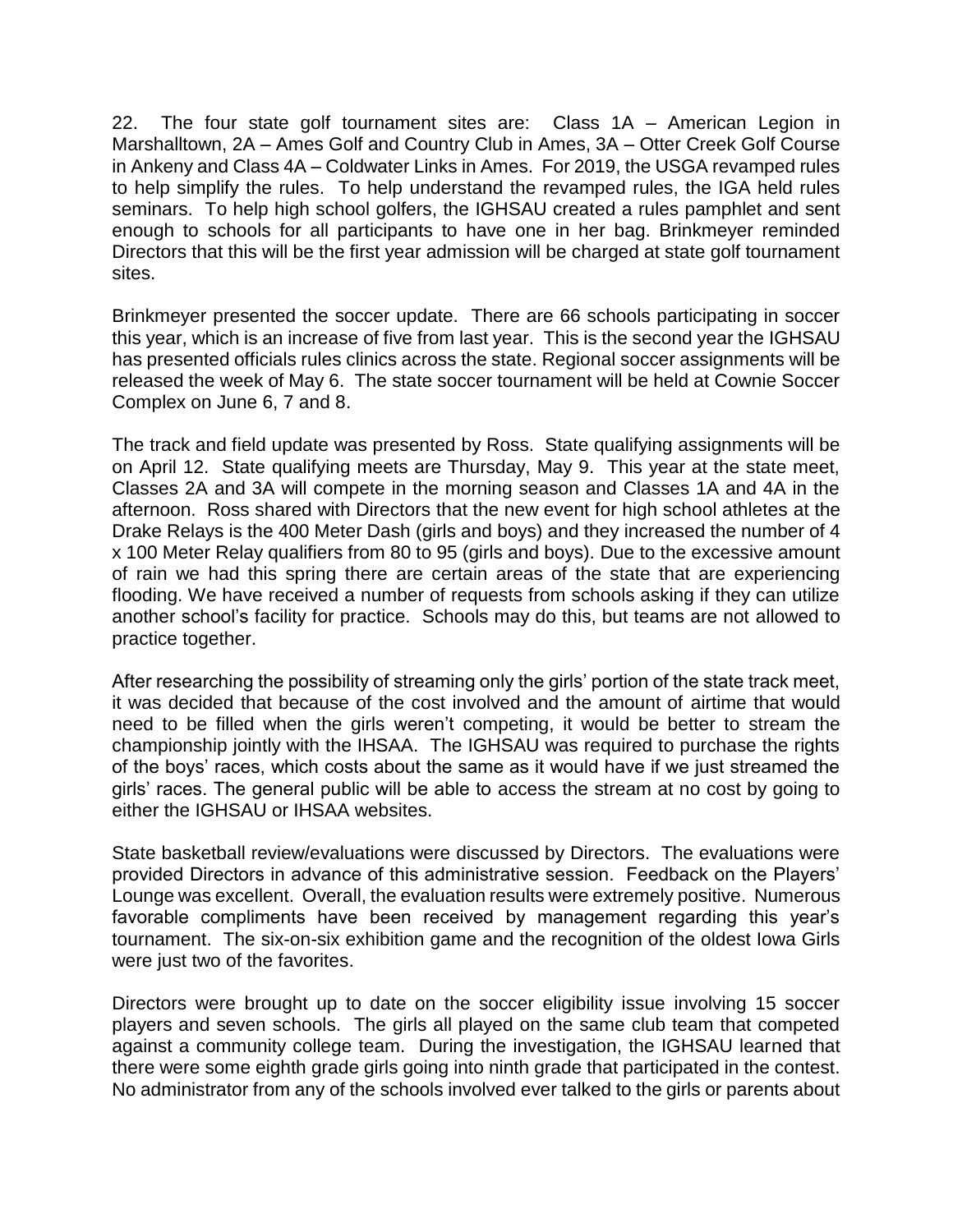22. The four state golf tournament sites are: Class 1A – American Legion in Marshalltown, 2A – Ames Golf and Country Club in Ames, 3A – Otter Creek Golf Course in Ankeny and Class 4A – Coldwater Links in Ames. For 2019, the USGA revamped rules to help simplify the rules. To help understand the revamped rules, the IGA held rules seminars. To help high school golfers, the IGHSAU created a rules pamphlet and sent enough to schools for all participants to have one in her bag. Brinkmeyer reminded Directors that this will be the first year admission will be charged at state golf tournament sites.

Brinkmeyer presented the soccer update. There are 66 schools participating in soccer this year, which is an increase of five from last year. This is the second year the IGHSAU has presented officials rules clinics across the state. Regional soccer assignments will be released the week of May 6. The state soccer tournament will be held at Cownie Soccer Complex on June 6, 7 and 8.

The track and field update was presented by Ross. State qualifying assignments will be on April 12. State qualifying meets are Thursday, May 9. This year at the state meet, Classes 2A and 3A will compete in the morning season and Classes 1A and 4A in the afternoon. Ross shared with Directors that the new event for high school athletes at the Drake Relays is the 400 Meter Dash (girls and boys) and they increased the number of 4 x 100 Meter Relay qualifiers from 80 to 95 (girls and boys). Due to the excessive amount of rain we had this spring there are certain areas of the state that are experiencing flooding. We have received a number of requests from schools asking if they can utilize another school's facility for practice. Schools may do this, but teams are not allowed to practice together.

After researching the possibility of streaming only the girls' portion of the state track meet, it was decided that because of the cost involved and the amount of airtime that would need to be filled when the girls weren't competing, it would be better to stream the championship jointly with the IHSAA. The IGHSAU was required to purchase the rights of the boys' races, which costs about the same as it would have if we just streamed the girls' races. The general public will be able to access the stream at no cost by going to either the IGHSAU or IHSAA websites.

State basketball review/evaluations were discussed by Directors. The evaluations were provided Directors in advance of this administrative session. Feedback on the Players' Lounge was excellent. Overall, the evaluation results were extremely positive. Numerous favorable compliments have been received by management regarding this year's tournament. The six-on-six exhibition game and the recognition of the oldest Iowa Girls were just two of the favorites.

Directors were brought up to date on the soccer eligibility issue involving 15 soccer players and seven schools. The girls all played on the same club team that competed against a community college team. During the investigation, the IGHSAU learned that there were some eighth grade girls going into ninth grade that participated in the contest. No administrator from any of the schools involved ever talked to the girls or parents about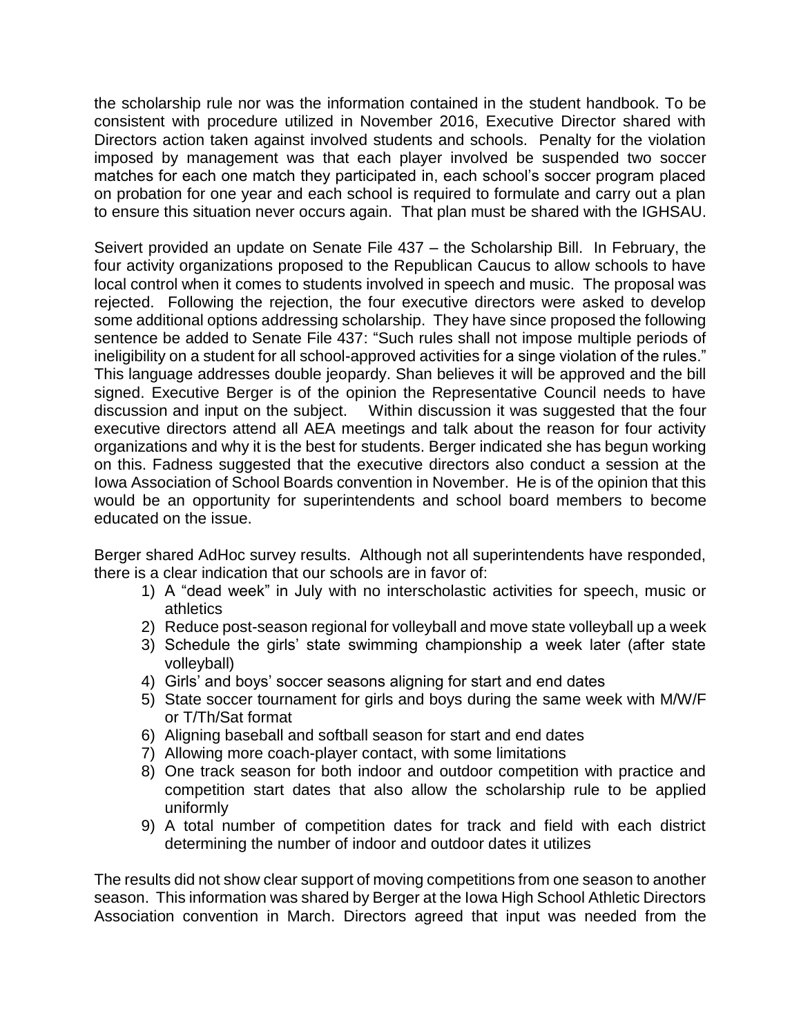the scholarship rule nor was the information contained in the student handbook. To be consistent with procedure utilized in November 2016, Executive Director shared with Directors action taken against involved students and schools. Penalty for the violation imposed by management was that each player involved be suspended two soccer matches for each one match they participated in, each school's soccer program placed on probation for one year and each school is required to formulate and carry out a plan to ensure this situation never occurs again. That plan must be shared with the IGHSAU.

Seivert provided an update on Senate File 437 – the Scholarship Bill. In February, the four activity organizations proposed to the Republican Caucus to allow schools to have local control when it comes to students involved in speech and music. The proposal was rejected. Following the rejection, the four executive directors were asked to develop some additional options addressing scholarship. They have since proposed the following sentence be added to Senate File 437: "Such rules shall not impose multiple periods of ineligibility on a student for all school-approved activities for a singe violation of the rules." This language addresses double jeopardy. Shan believes it will be approved and the bill signed. Executive Berger is of the opinion the Representative Council needs to have discussion and input on the subject. Within discussion it was suggested that the four executive directors attend all AEA meetings and talk about the reason for four activity organizations and why it is the best for students. Berger indicated she has begun working on this. Fadness suggested that the executive directors also conduct a session at the Iowa Association of School Boards convention in November. He is of the opinion that this would be an opportunity for superintendents and school board members to become educated on the issue.

Berger shared AdHoc survey results. Although not all superintendents have responded, there is a clear indication that our schools are in favor of:

1) A "dead week" in July with no interscholastic activities for speech, music or athletics
2) Reduce post-season regional for volleyball and move state volleyball up a week
3) Schedule the girls' state swimming championship a week later (after state volleyball)
4) Girls' and boys' soccer seasons aligning for start and end dates
5) State soccer tournament for girls and boys during the same week with M/W/F or T/Th/Sat format
6) Aligning baseball and softball season for start and end dates
7) Allowing more coach-player contact, with some limitations
8) One track season for both indoor and outdoor competition with practice and competition start dates that also allow the scholarship rule to be applied uniformly
9) A total number of competition dates for track and field with each district determining the number of indoor and outdoor dates it utilizes

The results did not show clear support of moving competitions from one season to another season. This information was shared by Berger at the Iowa High School Athletic Directors Association convention in March. Directors agreed that input was needed from the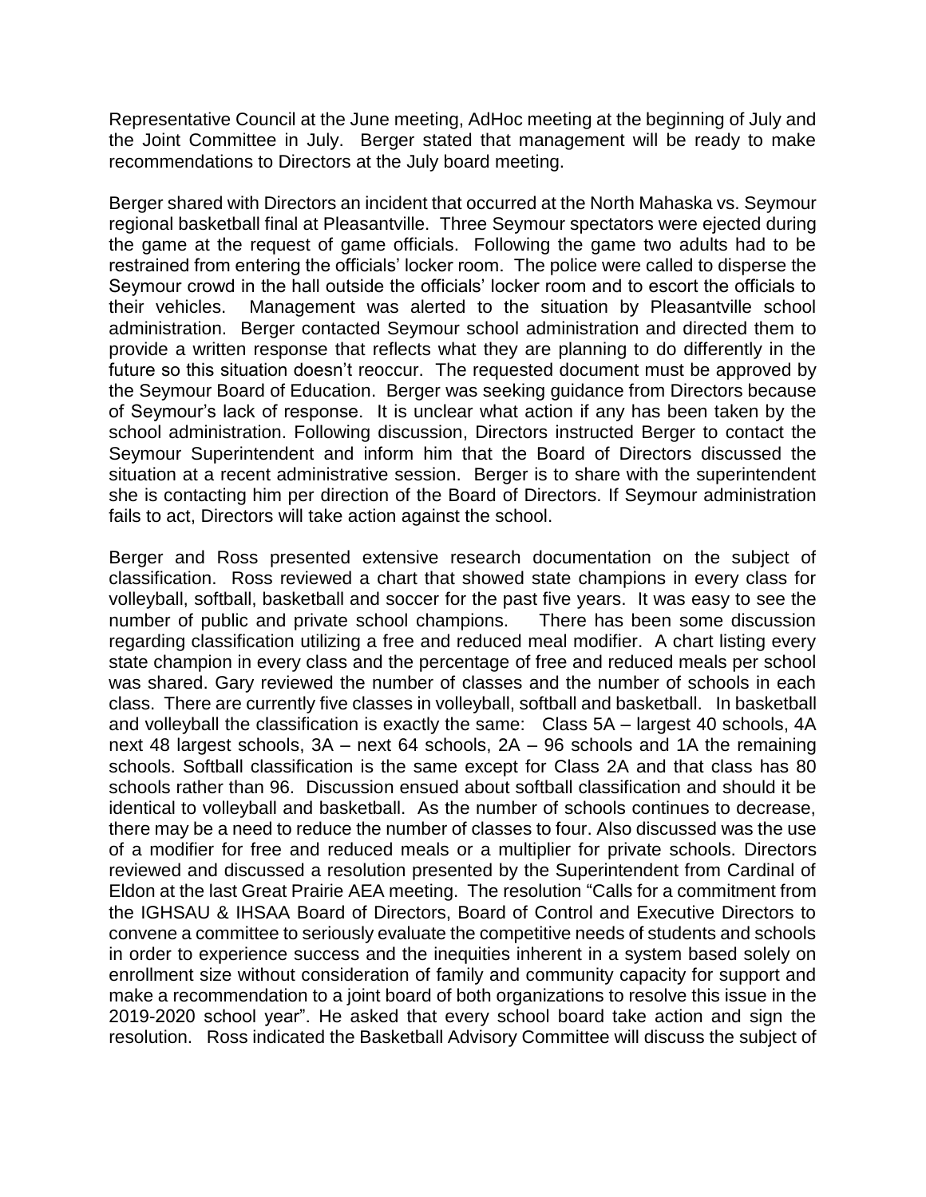Representative Council at the June meeting, AdHoc meeting at the beginning of July and the Joint Committee in July. Berger stated that management will be ready to make recommendations to Directors at the July board meeting.

Berger shared with Directors an incident that occurred at the North Mahaska vs. Seymour regional basketball final at Pleasantville. Three Seymour spectators were ejected during the game at the request of game officials. Following the game two adults had to be restrained from entering the officials' locker room. The police were called to disperse the Seymour crowd in the hall outside the officials' locker room and to escort the officials to their vehicles. Management was alerted to the situation by Pleasantville school administration. Berger contacted Seymour school administration and directed them to provide a written response that reflects what they are planning to do differently in the future so this situation doesn't reoccur. The requested document must be approved by the Seymour Board of Education. Berger was seeking guidance from Directors because of Seymour's lack of response. It is unclear what action if any has been taken by the school administration. Following discussion, Directors instructed Berger to contact the Seymour Superintendent and inform him that the Board of Directors discussed the situation at a recent administrative session. Berger is to share with the superintendent she is contacting him per direction of the Board of Directors. If Seymour administration fails to act, Directors will take action against the school.

Berger and Ross presented extensive research documentation on the subject of classification. Ross reviewed a chart that showed state champions in every class for volleyball, softball, basketball and soccer for the past five years. It was easy to see the number of public and private school champions. There has been some discussion regarding classification utilizing a free and reduced meal modifier. A chart listing every state champion in every class and the percentage of free and reduced meals per school was shared. Gary reviewed the number of classes and the number of schools in each class. There are currently five classes in volleyball, softball and basketball. In basketball and volleyball the classification is exactly the same: Class 5A – largest 40 schools, 4A next 48 largest schools, 3A – next 64 schools, 2A – 96 schools and 1A the remaining schools. Softball classification is the same except for Class 2A and that class has 80 schools rather than 96. Discussion ensued about softball classification and should it be identical to volleyball and basketball. As the number of schools continues to decrease, there may be a need to reduce the number of classes to four. Also discussed was the use of a modifier for free and reduced meals or a multiplier for private schools. Directors reviewed and discussed a resolution presented by the Superintendent from Cardinal of Eldon at the last Great Prairie AEA meeting. The resolution "Calls for a commitment from the IGHSAU & IHSAA Board of Directors, Board of Control and Executive Directors to convene a committee to seriously evaluate the competitive needs of students and schools in order to experience success and the inequities inherent in a system based solely on enrollment size without consideration of family and community capacity for support and make a recommendation to a joint board of both organizations to resolve this issue in the 2019-2020 school year". He asked that every school board take action and sign the resolution. Ross indicated the Basketball Advisory Committee will discuss the subject of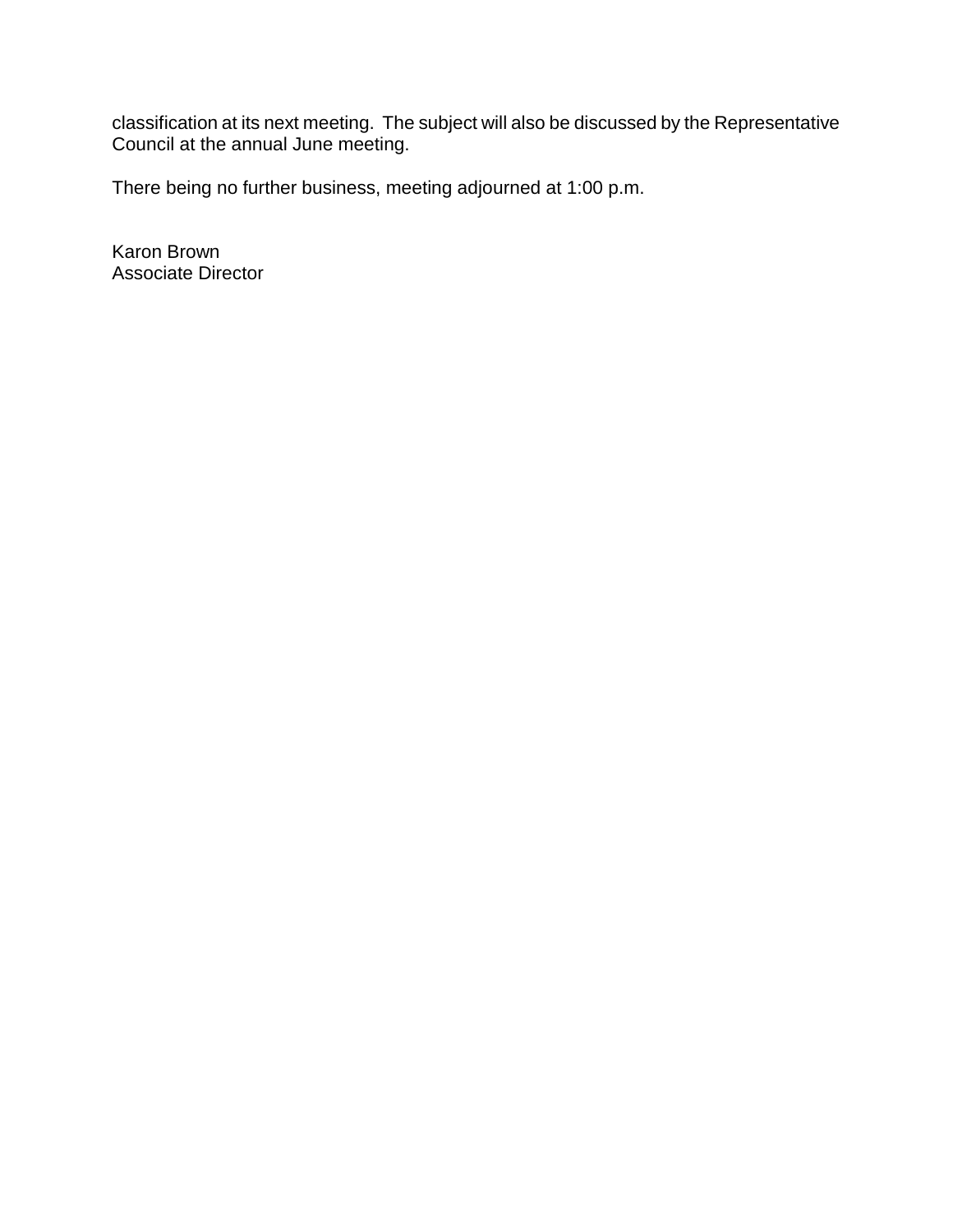classification at its next meeting. The subject will also be discussed by the Representative Council at the annual June meeting.

There being no further business, meeting adjourned at 1:00 p.m.

Karon Brown
Associate Director